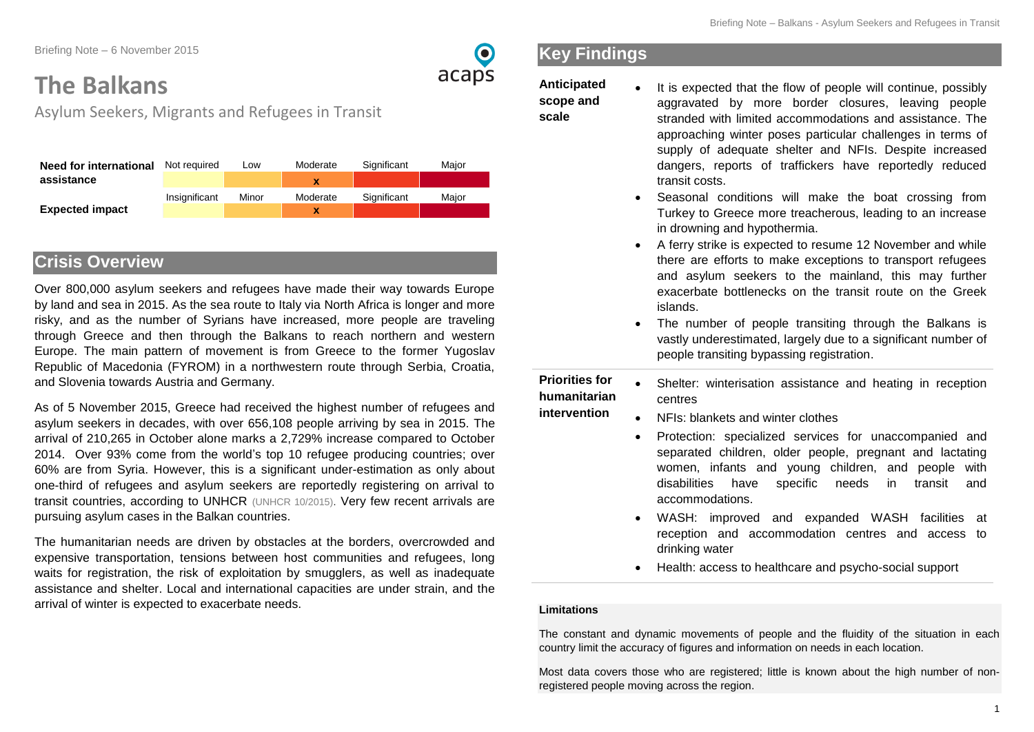Briefing Note – 6 November 2015

# The Balkans

Asylum Seekers, Migrants and Refugees in Transit

| | | | | | |
|---|---|---|---|---|---|
| **Need for international assistance** | Not required | Low | Moderate | Significant | Major |
| | | | x | | |
| **Expected impact** | Insignificant | Minor | Moderate | Significant | Major |
| | | | x | | |

## Crisis Overview

Over 800,000 asylum seekers and refugees have made their way towards Europe by land and sea in 2015. As the sea route to Italy via North Africa is longer and more risky, and as the number of Syrians have increased, more people are traveling through Greece and then through the Balkans to reach northern and western Europe. The main pattern of movement is from Greece to the former Yugoslav Republic of Macedonia (FYROM) in a northwestern route through Serbia, Croatia, and Slovenia towards Austria and Germany.

As of 5 November 2015, Greece had received the highest number of refugees and asylum seekers in decades, with over 656,108 people arriving by sea in 2015. The arrival of 210,265 in October alone marks a 2,729% increase compared to October 2014. Over 93% come from the world's top 10 refugee producing countries; over 60% are from Syria. However, this is a significant under-estimation as only about one-third of refugees and asylum seekers are reportedly registering on arrival to transit countries, according to UNHCR (UNHCR 10/2015). Very few recent arrivals are pursuing asylum cases in the Balkan countries.

The humanitarian needs are driven by obstacles at the borders, overcrowded and expensive transportation, tensions between host communities and refugees, long waits for registration, the risk of exploitation by smugglers, as well as inadequate assistance and shelter. Local and international capacities are under strain, and the arrival of winter is expected to exacerbate needs.

## Key Findings

**Anticipated scope and scale**

- It is expected that the flow of people will continue, possibly aggravated by more border closures, leaving people stranded with limited accommodations and assistance. The approaching winter poses particular challenges in terms of supply of adequate shelter and NFIs. Despite increased dangers, reports of traffickers have reportedly reduced transit costs.
- Seasonal conditions will make the boat crossing from Turkey to Greece more treacherous, leading to an increase in drowning and hypothermia.
- A ferry strike is expected to resume 12 November and while there are efforts to make exceptions to transport refugees and asylum seekers to the mainland, this may further exacerbate bottlenecks on the transit route on the Greek islands.
- The number of people transiting through the Balkans is vastly underestimated, largely due to a significant number of people transiting bypassing registration.

**Priorities for humanitarian intervention**

- Shelter: winterisation assistance and heating in reception centres
- NFIs: blankets and winter clothes
- Protection: specialized services for unaccompanied and separated children, older people, pregnant and lactating women, infants and young children, and people with disabilities have specific needs in transit and accommodations.
- WASH: improved and expanded WASH facilities at reception and accommodation centres and access to drinking water
- Health: access to healthcare and psycho-social support

**Limitations**

The constant and dynamic movements of people and the fluidity of the situation in each country limit the accuracy of figures and information on needs in each location.

Most data covers those who are registered; little is known about the high number of non-registered people moving across the region.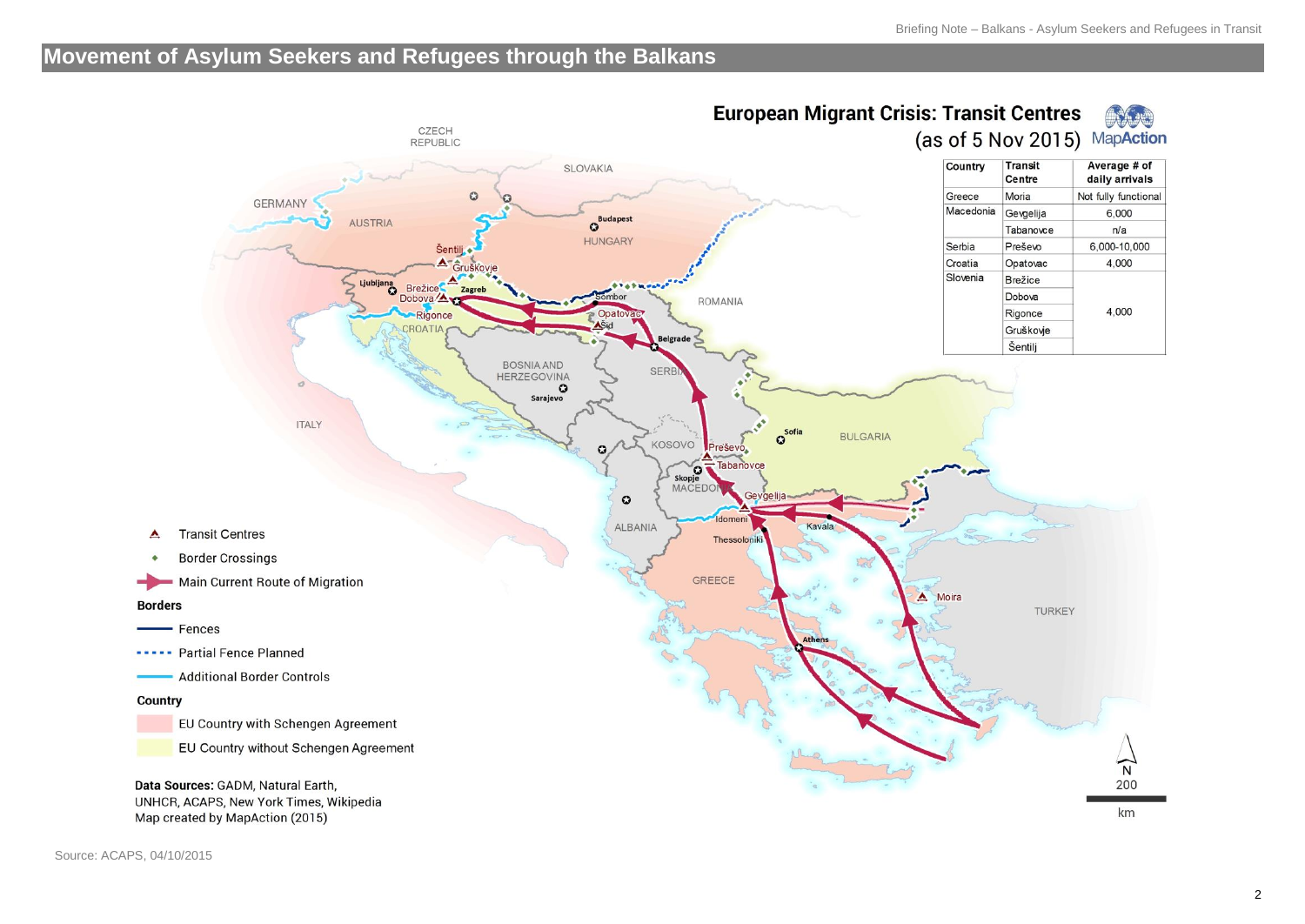## Movement of Asylum Seekers and Refugees through the Balkans

**European Migrant Crisis: Transit Centres**
(as of 5 Nov 2015)

MapAction

| Country | Transit Centre | Average # of daily arrivals |
|---|---|---|
| Greece | Moria | Not fully functional |
| Macedonia | Gevgelija | 6,000 |
| | Tabanovce | n/a |
| Serbia | Preševo | 6,000-10,000 |
| Croatia | Opatovac | 4,000 |
| Slovenia | Brežice | 4,000 |
| | Dobova | |
| | Rigonce | |
| | Gruškovje | |
| | Šentilj | |

Transit Centres
Border Crossings
Main Current Route of Migration

**Borders**
Fences
Partial Fence Planned
Additional Border Controls

**Country**
EU Country with Schengen Agreement
EU Country without Schengen Agreement

**Data Sources:** GADM, Natural Earth, UNHCR, ACAPS, New York Times, Wikipedia
Map created by MapAction (2015)

Source: ACAPS, 04/10/2015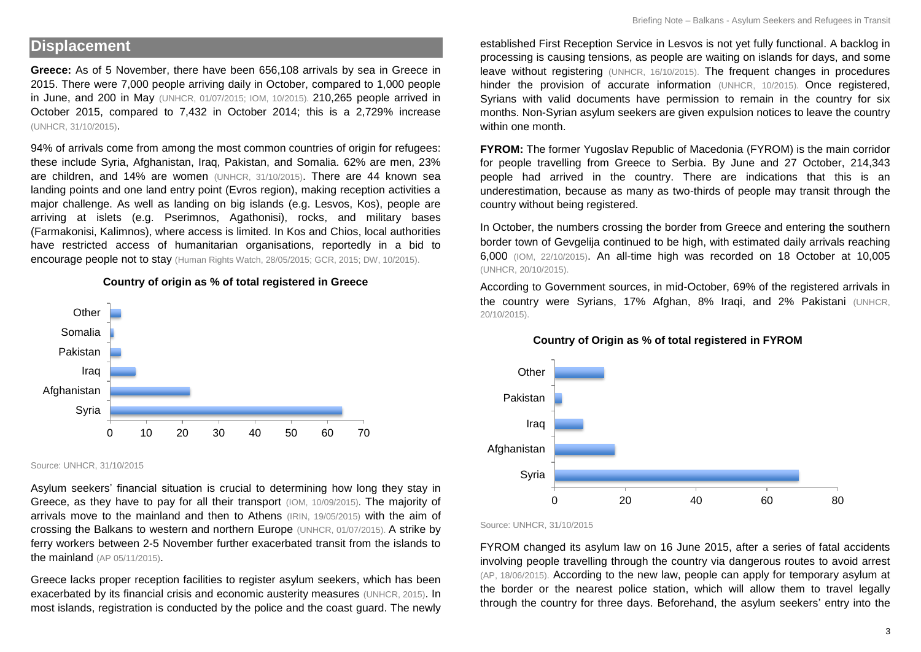## Displacement

**Greece:** As of 5 November, there have been 656,108 arrivals by sea in Greece in 2015. There were 7,000 people arriving daily in October, compared to 1,000 people in June, and 200 in May (UNHCR, 01/07/2015; IOM, 10/2015). 210,265 people arrived in October 2015, compared to 7,432 in October 2014; this is a 2,729% increase (UNHCR, 31/10/2015).

94% of arrivals come from among the most common countries of origin for refugees: these include Syria, Afghanistan, Iraq, Pakistan, and Somalia. 62% are men, 23% are children, and 14% are women (UNHCR, 31/10/2015). There are 44 known sea landing points and one land entry point (Evros region), making reception activities a major challenge. As well as landing on big islands (e.g. Lesvos, Kos), people are arriving at islets (e.g. Pserimnos, Agathonisi), rocks, and military bases (Farmakonisi, Kalimnos), where access is limited. In Kos and Chios, local authorities have restricted access of humanitarian organisations, reportedly in a bid to encourage people not to stay (Human Rights Watch, 28/05/2015; GCR, 2015; DW, 10/2015).

**Country of origin as % of total registered in Greece**

Source: UNHCR, 31/10/2015

Asylum seekers' financial situation is crucial to determining how long they stay in Greece, as they have to pay for all their transport (IOM, 10/09/2015). The majority of arrivals move to the mainland and then to Athens (IRIN, 19/05/2015) with the aim of crossing the Balkans to western and northern Europe (UNHCR, 01/07/2015). A strike by ferry workers between 2-5 November further exacerbated transit from the islands to the mainland (AP 05/11/2015).

Greece lacks proper reception facilities to register asylum seekers, which has been exacerbated by its financial crisis and economic austerity measures (UNHCR, 2015). In most islands, registration is conducted by the police and the coast guard. The newly established First Reception Service in Lesvos is not yet fully functional. A backlog in processing is causing tensions, as people are waiting on islands for days, and some leave without registering (UNHCR, 16/10/2015). The frequent changes in procedures hinder the provision of accurate information (UNHCR, 10/2015). Once registered, Syrians with valid documents have permission to remain in the country for six months. Non-Syrian asylum seekers are given expulsion notices to leave the country within one month.

**FYROM:** The former Yugoslav Republic of Macedonia (FYROM) is the main corridor for people travelling from Greece to Serbia. By June and 27 October, 214,343 people had arrived in the country. There are indications that this is an underestimation, because as many as two-thirds of people may transit through the country without being registered.

In October, the numbers crossing the border from Greece and entering the southern border town of Gevgelija continued to be high, with estimated daily arrivals reaching 6,000 (IOM, 22/10/2015). An all-time high was recorded on 18 October at 10,005 (UNHCR, 20/10/2015).

According to Government sources, in mid-October, 69% of the registered arrivals in the country were Syrians, 17% Afghan, 8% Iraqi, and 2% Pakistani (UNHCR, 20/10/2015).

**Country of Origin as % of total registered in FYROM**

Source: UNHCR, 31/10/2015

FYROM changed its asylum law on 16 June 2015, after a series of fatal accidents involving people travelling through the country via dangerous routes to avoid arrest (AP, 18/06/2015). According to the new law, people can apply for temporary asylum at the border or the nearest police station, which will allow them to travel legally through the country for three days. Beforehand, the asylum seekers' entry into the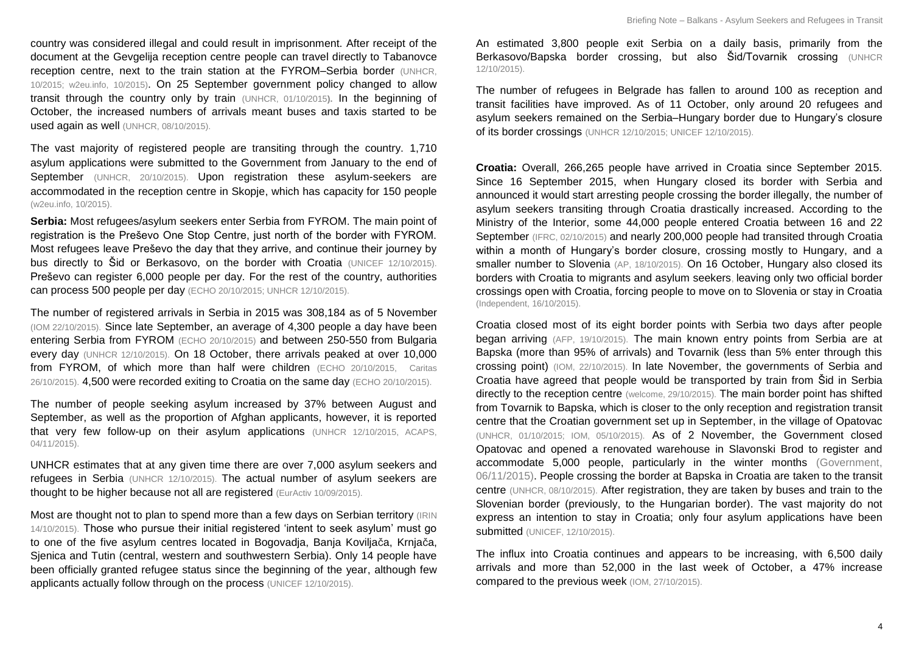country was considered illegal and could result in imprisonment. After receipt of the document at the Gevgelija reception centre people can travel directly to Tabanovce reception centre, next to the train station at the FYROM–Serbia border (UNHCR, 10/2015; w2eu.info, 10/2015). On 25 September government policy changed to allow transit through the country only by train (UNHCR, 01/10/2015). In the beginning of October, the increased numbers of arrivals meant buses and taxis started to be used again as well (UNHCR, 08/10/2015).

The vast majority of registered people are transiting through the country. 1,710 asylum applications were submitted to the Government from January to the end of September (UNHCR, 20/10/2015). Upon registration these asylum-seekers are accommodated in the reception centre in Skopje, which has capacity for 150 people (w2eu.info, 10/2015).

**Serbia:** Most refugees/asylum seekers enter Serbia from FYROM. The main point of registration is the Preševo One Stop Centre, just north of the border with FYROM. Most refugees leave Preševo the day that they arrive, and continue their journey by bus directly to Šid or Berkasovo, on the border with Croatia (UNICEF 12/10/2015). Preševo can register 6,000 people per day. For the rest of the country, authorities can process 500 people per day (ECHO 20/10/2015; UNHCR 12/10/2015).

The number of registered arrivals in Serbia in 2015 was 308,184 as of 5 November (IOM 22/10/2015). Since late September, an average of 4,300 people a day have been entering Serbia from FYROM (ECHO 20/10/2015) and between 250-550 from Bulgaria every day (UNHCR 12/10/2015). On 18 October, there arrivals peaked at over 10,000 from FYROM, of which more than half were children (ECHO 20/10/2015, Caritas 26/10/2015). 4,500 were recorded exiting to Croatia on the same day (ECHO 20/10/2015).

The number of people seeking asylum increased by 37% between August and September, as well as the proportion of Afghan applicants, however, it is reported that very few follow-up on their asylum applications (UNHCR 12/10/2015, ACAPS, 04/11/2015).

UNHCR estimates that at any given time there are over 7,000 asylum seekers and refugees in Serbia (UNHCR 12/10/2015). The actual number of asylum seekers are thought to be higher because not all are registered (EurActiv 10/09/2015).

Most are thought not to plan to spend more than a few days on Serbian territory (IRIN 14/10/2015). Those who pursue their initial registered 'intent to seek asylum' must go to one of the five asylum centres located in Bogovadja, Banja Koviljača, Krnjača, Sjenica and Tutin (central, western and southwestern Serbia). Only 14 people have been officially granted refugee status since the beginning of the year, although few applicants actually follow through on the process (UNICEF 12/10/2015).

An estimated 3,800 people exit Serbia on a daily basis, primarily from the Berkasovo/Bapska border crossing, but also Šid/Tovarnik crossing (UNHCR 12/10/2015).

The number of refugees in Belgrade has fallen to around 100 as reception and transit facilities have improved. As of 11 October, only around 20 refugees and asylum seekers remained on the Serbia–Hungary border due to Hungary's closure of its border crossings (UNHCR 12/10/2015; UNICEF 12/10/2015).

**Croatia:** Overall, 266,265 people have arrived in Croatia since September 2015. Since 16 September 2015, when Hungary closed its border with Serbia and announced it would start arresting people crossing the border illegally, the number of asylum seekers transiting through Croatia drastically increased. According to the Ministry of the Interior, some 44,000 people entered Croatia between 16 and 22 September (IFRC, 02/10/2015) and nearly 200,000 people had transited through Croatia within a month of Hungary's border closure, crossing mostly to Hungary, and a smaller number to Slovenia (AP, 18/10/2015). On 16 October, Hungary also closed its borders with Croatia to migrants and asylum seekers, leaving only two official border crossings open with Croatia, forcing people to move on to Slovenia or stay in Croatia (Independent, 16/10/2015).

Croatia closed most of its eight border points with Serbia two days after people began arriving (AFP, 19/10/2015). The main known entry points from Serbia are at Bapska (more than 95% of arrivals) and Tovarnik (less than 5% enter through this crossing point) (IOM, 22/10/2015). In late November, the governments of Serbia and Croatia have agreed that people would be transported by train from Šid in Serbia directly to the reception centre (welcome, 29/10/2015). The main border point has shifted from Tovarnik to Bapska, which is closer to the only reception and registration transit centre that the Croatian government set up in September, in the village of Opatovac (UNHCR, 01/10/2015; IOM, 05/10/2015). As of 2 November, the Government closed Opatovac and opened a renovated warehouse in Slavonski Brod to register and accommodate 5,000 people, particularly in the winter months (Government, 06/11/2015). People crossing the border at Bapska in Croatia are taken to the transit centre (UNHCR, 08/10/2015). After registration, they are taken by buses and train to the Slovenian border (previously, to the Hungarian border). The vast majority do not express an intention to stay in Croatia; only four asylum applications have been submitted (UNICEF, 12/10/2015).

The influx into Croatia continues and appears to be increasing, with 6,500 daily arrivals and more than 52,000 in the last week of October, a 47% increase compared to the previous week (IOM, 27/10/2015).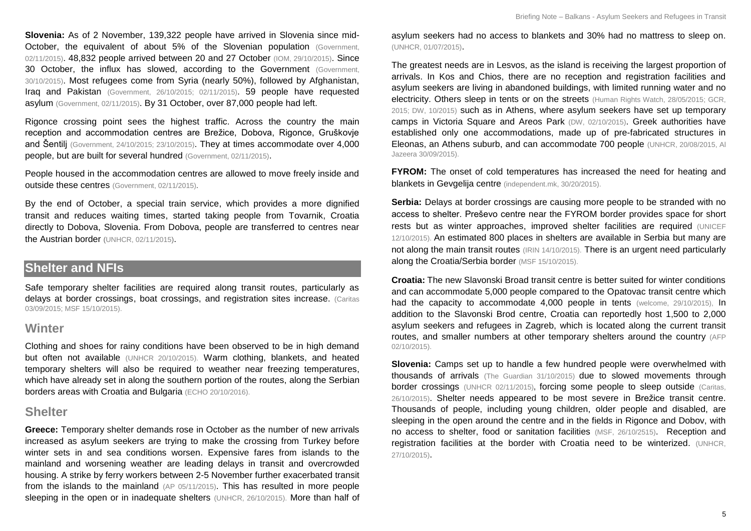**Slovenia:** As of 2 November, 139,322 people have arrived in Slovenia since mid-October, the equivalent of about 5% of the Slovenian population (Government, 02/11/2015). 48,832 people arrived between 20 and 27 October (IOM, 29/10/2015). Since 30 October, the influx has slowed, according to the Government (Government, 30/10/2015). Most refugees come from Syria (nearly 50%), followed by Afghanistan, Iraq and Pakistan (Government, 26/10/2015; 02/11/2015). 59 people have requested asylum (Government, 02/11/2015). By 31 October, over 87,000 people had left.

Rigonce crossing point sees the highest traffic. Across the country the main reception and accommodation centres are Brežice, Dobova, Rigonce, Gruškovje and Šentilj (Government, 24/10/2015; 23/10/2015). They at times accommodate over 4,000 people, but are built for several hundred (Government, 02/11/2015).

People housed in the accommodation centres are allowed to move freely inside and outside these centres (Government, 02/11/2015).

By the end of October, a special train service, which provides a more dignified transit and reduces waiting times, started taking people from Tovarnik, Croatia directly to Dobova, Slovenia. From Dobova, people are transferred to centres near the Austrian border (UNHCR, 02/11/2015).

## Shelter and NFIs

Safe temporary shelter facilities are required along transit routes, particularly as delays at border crossings, boat crossings, and registration sites increase. (Caritas 03/09/2015; MSF 15/10/2015).

### Winter

Clothing and shoes for rainy conditions have been observed to be in high demand but often not available (UNHCR 20/10/2015). Warm clothing, blankets, and heated temporary shelters will also be required to weather near freezing temperatures, which have already set in along the southern portion of the routes, along the Serbian borders areas with Croatia and Bulgaria (ECHO 20/10/2016).

### Shelter

**Greece:** Temporary shelter demands rose in October as the number of new arrivals increased as asylum seekers are trying to make the crossing from Turkey before winter sets in and sea conditions worsen. Expensive fares from islands to the mainland and worsening weather are leading delays in transit and overcrowded housing. A strike by ferry workers between 2-5 November further exacerbated transit from the islands to the mainland (AP 05/11/2015). This has resulted in more people sleeping in the open or in inadequate shelters (UNHCR, 26/10/2015). More than half of asylum seekers had no access to blankets and 30% had no mattress to sleep on. (UNHCR, 01/07/2015).

The greatest needs are in Lesvos, as the island is receiving the largest proportion of arrivals. In Kos and Chios, there are no reception and registration facilities and asylum seekers are living in abandoned buildings, with limited running water and no electricity. Others sleep in tents or on the streets (Human Rights Watch, 28/05/2015; GCR, 2015; DW, 10/2015) such as in Athens, where asylum seekers have set up temporary camps in Victoria Square and Areos Park (DW, 02/10/2015). Greek authorities have established only one accommodations, made up of pre-fabricated structures in Eleonas, an Athens suburb, and can accommodate 700 people (UNHCR, 20/08/2015, Al Jazeera 30/09/2015).

**FYROM:** The onset of cold temperatures has increased the need for heating and blankets in Gevgelija centre (independent.mk, 30/20/2015).

**Serbia:** Delays at border crossings are causing more people to be stranded with no access to shelter. Preševo centre near the FYROM border provides space for short rests but as winter approaches, improved shelter facilities are required (UNICEF 12/10/2015). An estimated 800 places in shelters are available in Serbia but many are not along the main transit routes (IRIN 14/10/2015). There is an urgent need particularly along the Croatia/Serbia border (MSF 15/10/2015).

**Croatia:** The new Slavonski Broad transit centre is better suited for winter conditions and can accommodate 5,000 people compared to the Opatovac transit centre which had the capacity to accommodate 4,000 people in tents (welcome, 29/10/2015), In addition to the Slavonski Brod centre, Croatia can reportedly host 1,500 to 2,000 asylum seekers and refugees in Zagreb, which is located along the current transit routes, and smaller numbers at other temporary shelters around the country (AFP 02/10/2015).

**Slovenia:** Camps set up to handle a few hundred people were overwhelmed with thousands of arrivals (The Guardian 31/10/2015) due to slowed movements through border crossings (UNHCR 02/11/2015), forcing some people to sleep outside (Caritas, 26/10/2015). Shelter needs appeared to be most severe in Brežice transit centre. Thousands of people, including young children, older people and disabled, are sleeping in the open around the centre and in the fields in Rigonce and Dobov, with no access to shelter, food or sanitation facilities (MSF, 26/10/2515). Reception and registration facilities at the border with Croatia need to be winterized. (UNHCR, 27/10/2015).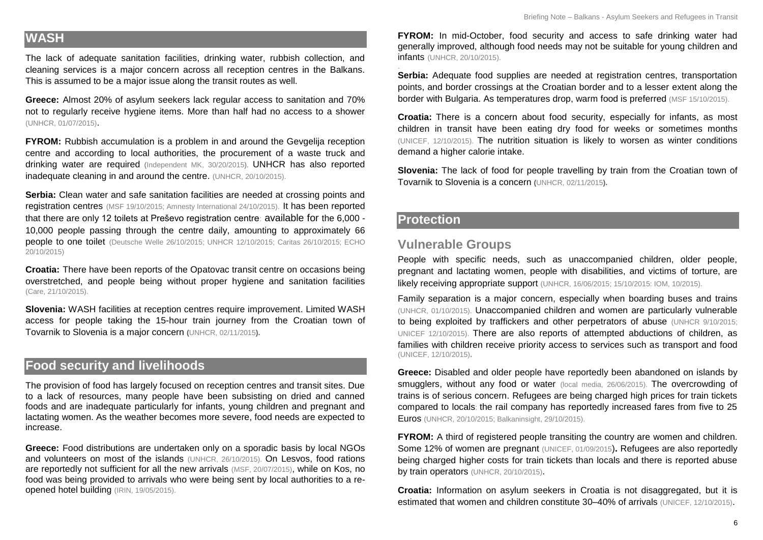## WASH

The lack of adequate sanitation facilities, drinking water, rubbish collection, and cleaning services is a major concern across all reception centres in the Balkans. This is assumed to be a major issue along the transit routes as well.

**Greece:** Almost 20% of asylum seekers lack regular access to sanitation and 70% not to regularly receive hygiene items. More than half had no access to a shower (UNHCR, 01/07/2015).

**FYROM:** Rubbish accumulation is a problem in and around the Gevgelija reception centre and according to local authorities, the procurement of a waste truck and drinking water are required (Independent MK, 30/20/2015). UNHCR has also reported inadequate cleaning in and around the centre. (UNHCR, 20/10/2015).

**Serbia:** Clean water and safe sanitation facilities are needed at crossing points and registration centres (MSF 19/10/2015; Amnesty International 24/10/2015). It has been reported that there are only 12 toilets at Preševo registration centre: available for the 6,000 - 10,000 people passing through the centre daily, amounting to approximately 66 people to one toilet (Deutsche Welle 26/10/2015; UNHCR 12/10/2015; Caritas 26/10/2015; ECHO 20/10/2015)

**Croatia:** There have been reports of the Opatovac transit centre on occasions being overstretched, and people being without proper hygiene and sanitation facilities (Care, 21/10/2015).

**Slovenia:** WASH facilities at reception centres require improvement. Limited WASH access for people taking the 15-hour train journey from the Croatian town of Tovarnik to Slovenia is a major concern (UNHCR, 02/11/2015).

## Food security and livelihoods

The provision of food has largely focused on reception centres and transit sites. Due to a lack of resources, many people have been subsisting on dried and canned foods and are inadequate particularly for infants, young children and pregnant and lactating women. As the weather becomes more severe, food needs are expected to increase.

**Greece:** Food distributions are undertaken only on a sporadic basis by local NGOs and volunteers on most of the islands (UNHCR, 26/10/2015). On Lesvos, food rations are reportedly not sufficient for all the new arrivals (MSF, 20/07/2015), while on Kos, no food was being provided to arrivals who were being sent by local authorities to a re-opened hotel building (IRIN, 19/05/2015).

**FYROM:** In mid-October, food security and access to safe drinking water had generally improved, although food needs may not be suitable for young children and infants (UNHCR, 20/10/2015).

**Serbia:** Adequate food supplies are needed at registration centres, transportation points, and border crossings at the Croatian border and to a lesser extent along the border with Bulgaria. As temperatures drop, warm food is preferred (MSF 15/10/2015).

**Croatia:** There is a concern about food security, especially for infants, as most children in transit have been eating dry food for weeks or sometimes months (UNICEF, 12/10/2015). The nutrition situation is likely to worsen as winter conditions demand a higher calorie intake.

**Slovenia:** The lack of food for people travelling by train from the Croatian town of Tovarnik to Slovenia is a concern (UNHCR, 02/11/2015).

## Protection

### Vulnerable Groups

People with specific needs, such as unaccompanied children, older people, pregnant and lactating women, people with disabilities, and victims of torture, are likely receiving appropriate support (UNHCR, 16/06/2015; 15/10/2015: IOM, 10/2015).

Family separation is a major concern, especially when boarding buses and trains (UNHCR, 01/10/2015). Unaccompanied children and women are particularly vulnerable to being exploited by traffickers and other perpetrators of abuse (UNHCR 9/10/2015; UNICEF 12/10/2015). There are also reports of attempted abductions of children, as families with children receive priority access to services such as transport and food (UNICEF, 12/10/2015).

**Greece:** Disabled and older people have reportedly been abandoned on islands by smugglers, without any food or water (local media, 26/06/2015). The overcrowding of trains is of serious concern. Refugees are being charged high prices for train tickets compared to locals: the rail company has reportedly increased fares from five to 25 Euros (UNHCR, 20/10/2015; Balkaninsight, 29/10/2015).

**FYROM:** A third of registered people transiting the country are women and children. Some 12% of women are pregnant (UNICEF, 01/09/2015). Refugees are also reportedly being charged higher costs for train tickets than locals and there is reported abuse by train operators (UNHCR, 20/10/2015).

**Croatia:** Information on asylum seekers in Croatia is not disaggregated, but it is estimated that women and children constitute 30–40% of arrivals (UNICEF, 12/10/2015).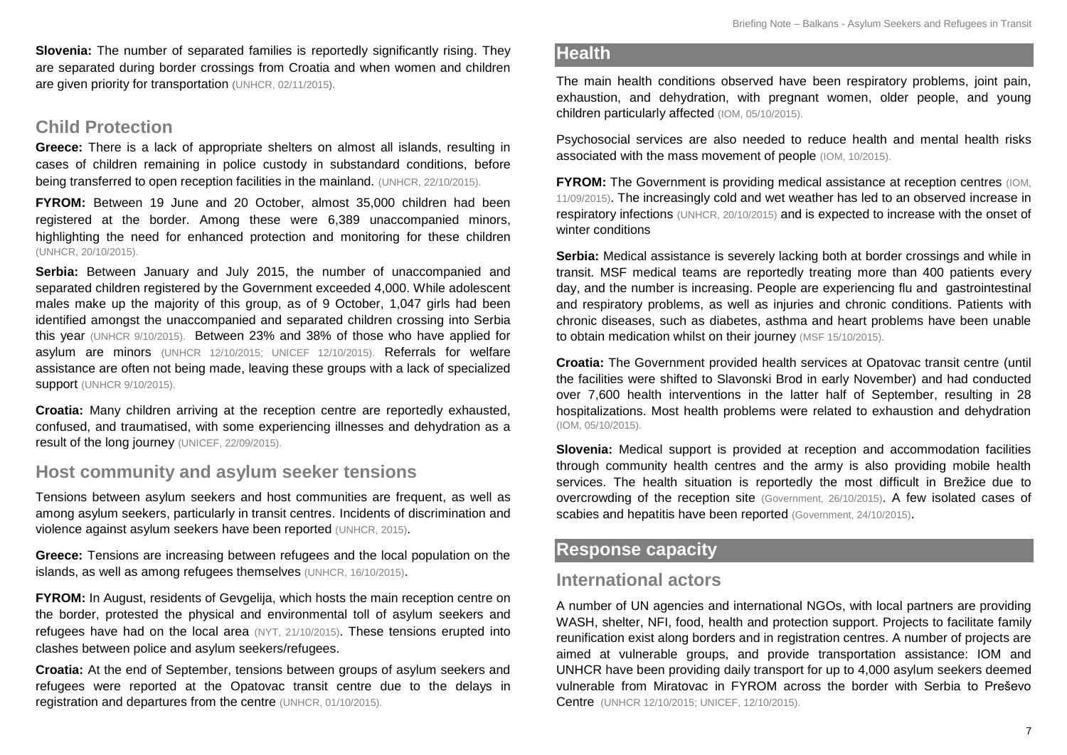**Slovenia:** The number of separated families is reportedly significantly rising. They are separated during border crossings from Croatia and when women and children are given priority for transportation (UNHCR, 02/11/2015).

## Child Protection

**Greece:** There is a lack of appropriate shelters on almost all islands, resulting in cases of children remaining in police custody in substandard conditions, before being transferred to open reception facilities in the mainland. (UNHCR, 22/10/2015).

**FYROM:** Between 19 June and 20 October, almost 35,000 children had been registered at the border. Among these were 6,389 unaccompanied minors, highlighting the need for enhanced protection and monitoring for these children (UNHCR, 20/10/2015).

**Serbia:** Between January and July 2015, the number of unaccompanied and separated children registered by the Government exceeded 4,000. While adolescent males make up the majority of this group, as of 9 October, 1,047 girls had been identified amongst the unaccompanied and separated children crossing into Serbia this year (UNHCR 9/10/2015). Between 23% and 38% of those who have applied for asylum are minors (UNHCR 12/10/2015; UNICEF 12/10/2015). Referrals for welfare assistance are often not being made, leaving these groups with a lack of specialized support (UNHCR 9/10/2015).

**Croatia:** Many children arriving at the reception centre are reportedly exhausted, confused, and traumatised, with some experiencing illnesses and dehydration as a result of the long journey (UNICEF, 22/09/2015).

## Host community and asylum seeker tensions

Tensions between asylum seekers and host communities are frequent, as well as among asylum seekers, particularly in transit centres. Incidents of discrimination and violence against asylum seekers have been reported (UNHCR, 2015).

**Greece:** Tensions are increasing between refugees and the local population on the islands, as well as among refugees themselves (UNHCR, 16/10/2015).

**FYROM:** In August, residents of Gevgelija, which hosts the main reception centre on the border, protested the physical and environmental toll of asylum seekers and refugees have had on the local area (NYT, 21/10/2015). These tensions erupted into clashes between police and asylum seekers/refugees.

**Croatia:** At the end of September, tensions between groups of asylum seekers and refugees were reported at the Opatovac transit centre due to the delays in registration and departures from the centre (UNHCR, 01/10/2015).

# Health

The main health conditions observed have been respiratory problems, joint pain, exhaustion, and dehydration, with pregnant women, older people, and young children particularly affected (IOM, 05/10/2015).

Psychosocial services are also needed to reduce health and mental health risks associated with the mass movement of people (IOM, 10/2015).

**FYROM:** The Government is providing medical assistance at reception centres (IOM, 11/09/2015). The increasingly cold and wet weather has led to an observed increase in respiratory infections (UNHCR, 20/10/2015) and is expected to increase with the onset of winter conditions

**Serbia:** Medical assistance is severely lacking both at border crossings and while in transit. MSF medical teams are reportedly treating more than 400 patients every day, and the number is increasing. People are experiencing flu and gastrointestinal and respiratory problems, as well as injuries and chronic conditions. Patients with chronic diseases, such as diabetes, asthma and heart problems have been unable to obtain medication whilst on their journey (MSF 15/10/2015).

**Croatia:** The Government provided health services at Opatovac transit centre (until the facilities were shifted to Slavonski Brod in early November) and had conducted over 7,600 health interventions in the latter half of September, resulting in 28 hospitalizations. Most health problems were related to exhaustion and dehydration (IOM, 05/10/2015).

**Slovenia:** Medical support is provided at reception and accommodation facilities through community health centres and the army is also providing mobile health services. The health situation is reportedly the most difficult in Brežice due to overcrowding of the reception site (Government, 26/10/2015). A few isolated cases of scabies and hepatitis have been reported (Government, 24/10/2015).

# Response capacity

## International actors

A number of UN agencies and international NGOs, with local partners are providing WASH, shelter, NFI, food, health and protection support. Projects to facilitate family reunification exist along borders and in registration centres. A number of projects are aimed at vulnerable groups, and provide transportation assistance: IOM and UNHCR have been providing daily transport for up to 4,000 asylum seekers deemed vulnerable from Miratovac in FYROM across the border with Serbia to Preševo Centre (UNHCR 12/10/2015; UNICEF, 12/10/2015).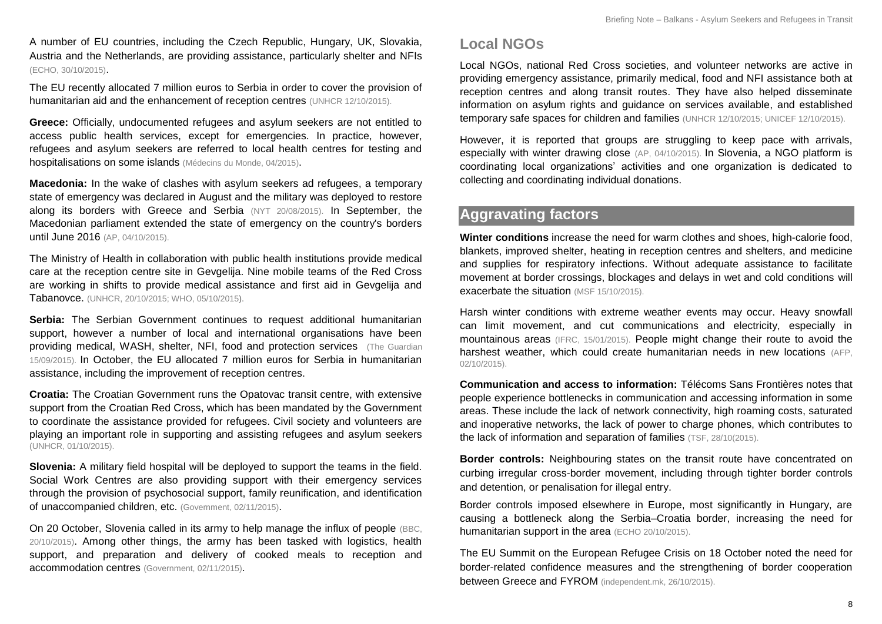A number of EU countries, including the Czech Republic, Hungary, UK, Slovakia, Austria and the Netherlands, are providing assistance, particularly shelter and NFIs (ECHO, 30/10/2015).

The EU recently allocated 7 million euros to Serbia in order to cover the provision of humanitarian aid and the enhancement of reception centres (UNHCR 12/10/2015).

**Greece:** Officially, undocumented refugees and asylum seekers are not entitled to access public health services, except for emergencies. In practice, however, refugees and asylum seekers are referred to local health centres for testing and hospitalisations on some islands (Médecins du Monde, 04/2015).

**Macedonia:** In the wake of clashes with asylum seekers ad refugees, a temporary state of emergency was declared in August and the military was deployed to restore along its borders with Greece and Serbia (NYT 20/08/2015). In September, the Macedonian parliament extended the state of emergency on the country's borders until June 2016 (AP, 04/10/2015).

The Ministry of Health in collaboration with public health institutions provide medical care at the reception centre site in Gevgelija. Nine mobile teams of the Red Cross are working in shifts to provide medical assistance and first aid in Gevgelija and Tabanovce. (UNHCR, 20/10/2015; WHO, 05/10/2015).

**Serbia:** The Serbian Government continues to request additional humanitarian support, however a number of local and international organisations have been providing medical, WASH, shelter, NFI, food and protection services (The Guardian 15/09/2015). In October, the EU allocated 7 million euros for Serbia in humanitarian assistance, including the improvement of reception centres.

**Croatia:** The Croatian Government runs the Opatovac transit centre, with extensive support from the Croatian Red Cross, which has been mandated by the Government to coordinate the assistance provided for refugees. Civil society and volunteers are playing an important role in supporting and assisting refugees and asylum seekers (UNHCR, 01/10/2015).

**Slovenia:** A military field hospital will be deployed to support the teams in the field. Social Work Centres are also providing support with their emergency services through the provision of psychosocial support, family reunification, and identification of unaccompanied children, etc. (Government, 02/11/2015).

On 20 October, Slovenia called in its army to help manage the influx of people (BBC, 20/10/2015). Among other things, the army has been tasked with logistics, health support, and preparation and delivery of cooked meals to reception and accommodation centres (Government, 02/11/2015).

## Local NGOs

Local NGOs, national Red Cross societies, and volunteer networks are active in providing emergency assistance, primarily medical, food and NFI assistance both at reception centres and along transit routes. They have also helped disseminate information on asylum rights and guidance on services available, and established temporary safe spaces for children and families (UNHCR 12/10/2015; UNICEF 12/10/2015).

However, it is reported that groups are struggling to keep pace with arrivals, especially with winter drawing close (AP, 04/10/2015). In Slovenia, a NGO platform is coordinating local organizations' activities and one organization is dedicated to collecting and coordinating individual donations.

## Aggravating factors

**Winter conditions** increase the need for warm clothes and shoes, high-calorie food, blankets, improved shelter, heating in reception centres and shelters, and medicine and supplies for respiratory infections. Without adequate assistance to facilitate movement at border crossings, blockages and delays in wet and cold conditions will exacerbate the situation (MSF 15/10/2015).

Harsh winter conditions with extreme weather events may occur. Heavy snowfall can limit movement, and cut communications and electricity, especially in mountainous areas (IFRC, 15/01/2015). People might change their route to avoid the harshest weather, which could create humanitarian needs in new locations (AFP, 02/10/2015).

**Communication and access to information:** Télécoms Sans Frontières notes that people experience bottlenecks in communication and accessing information in some areas. These include the lack of network connectivity, high roaming costs, saturated and inoperative networks, the lack of power to charge phones, which contributes to the lack of information and separation of families (TSF, 28/10(2015).

**Border controls:** Neighbouring states on the transit route have concentrated on curbing irregular cross-border movement, including through tighter border controls and detention, or penalisation for illegal entry.

Border controls imposed elsewhere in Europe, most significantly in Hungary, are causing a bottleneck along the Serbia–Croatia border, increasing the need for humanitarian support in the area (ECHO 20/10/2015).

The EU Summit on the European Refugee Crisis on 18 October noted the need for border-related confidence measures and the strengthening of border cooperation between Greece and FYROM (independent.mk, 26/10/2015).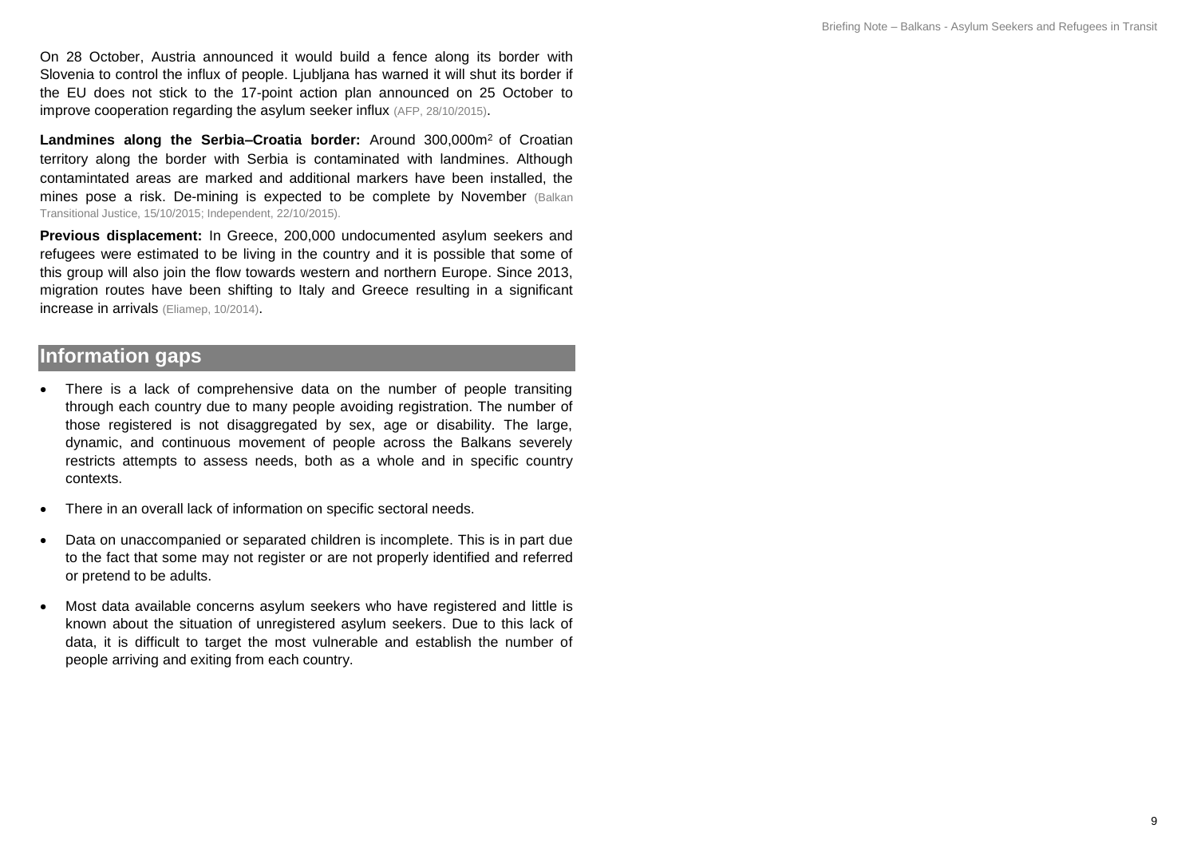On 28 October, Austria announced it would build a fence along its border with Slovenia to control the influx of people. Ljubljana has warned it will shut its border if the EU does not stick to the 17-point action plan announced on 25 October to improve cooperation regarding the asylum seeker influx (AFP, 28/10/2015).

**Landmines along the Serbia–Croatia border:** Around 300,000m$^2$ of Croatian territory along the border with Serbia is contaminated with landmines. Although contamintated areas are marked and additional markers have been installed, the mines pose a risk. De-mining is expected to be complete by November (Balkan Transitional Justice, 15/10/2015; Independent, 22/10/2015).

**Previous displacement:** In Greece, 200,000 undocumented asylum seekers and refugees were estimated to be living in the country and it is possible that some of this group will also join the flow towards western and northern Europe. Since 2013, migration routes have been shifting to Italy and Greece resulting in a significant increase in arrivals (Eliamep, 10/2014).

## Information gaps

- There is a lack of comprehensive data on the number of people transiting through each country due to many people avoiding registration. The number of those registered is not disaggregated by sex, age or disability. The large, dynamic, and continuous movement of people across the Balkans severely restricts attempts to assess needs, both as a whole and in specific country contexts.
- There in an overall lack of information on specific sectoral needs.
- Data on unaccompanied or separated children is incomplete. This is in part due to the fact that some may not register or are not properly identified and referred or pretend to be adults.
- Most data available concerns asylum seekers who have registered and little is known about the situation of unregistered asylum seekers. Due to this lack of data, it is difficult to target the most vulnerable and establish the number of people arriving and exiting from each country.